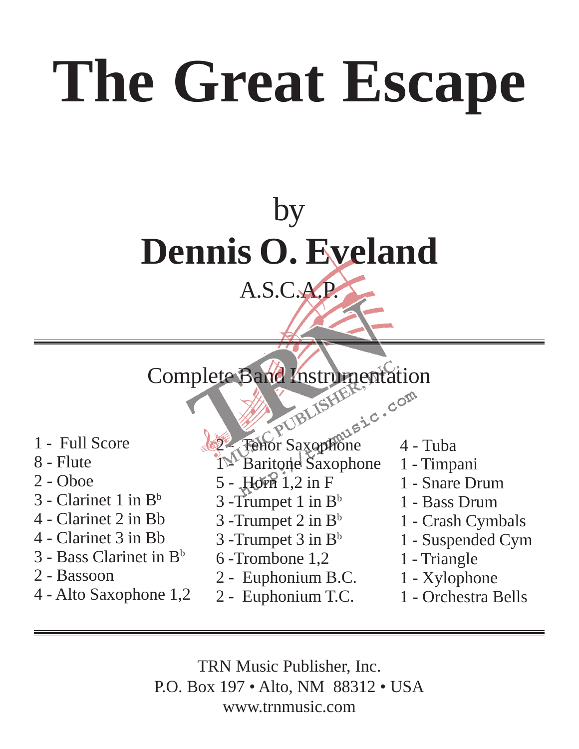# The Great Escape

by

## Dennis O. Eveland

A.S.C.A.P.

---

Complete Band Instrumentation

- 1 - Full Score
- 8 - Flute
- 2 - Oboe
- 3 - Clarinet 1 in B$^b$
- 4 - Clarinet 2 in Bb
- 4 - Clarinet 3 in Bb
- 3 - Bass Clarinet in B$^b$
- 2 - Bassoon
- 4 - Alto Saxophone 1,2
- 2 - Tenor Saxophone
- 1 - Baritone Saxophone
- 5 - Horn 1,2 in F
- 3 -Trumpet 1 in B$^b$
- 3 -Trumpet 2 in B$^b$
- 3 -Trumpet 3 in B$^b$
- 6 -Trombone 1,2
- 2 - Euphonium B.C.
- 2 - Euphonium T.C.
- 4 - Tuba
- 1 - Timpani
- 1 - Snare Drum
- 1 - Bass Drum
- 1 - Crash Cymbals
- 1 - Suspended Cym
- 1 - Triangle
- 1 - Xylophone
- 1 - Orchestra Bells

---

TRN Music Publisher, Inc.
P.O. Box 197 • Alto, NM 88312 • USA
www.trnmusic.com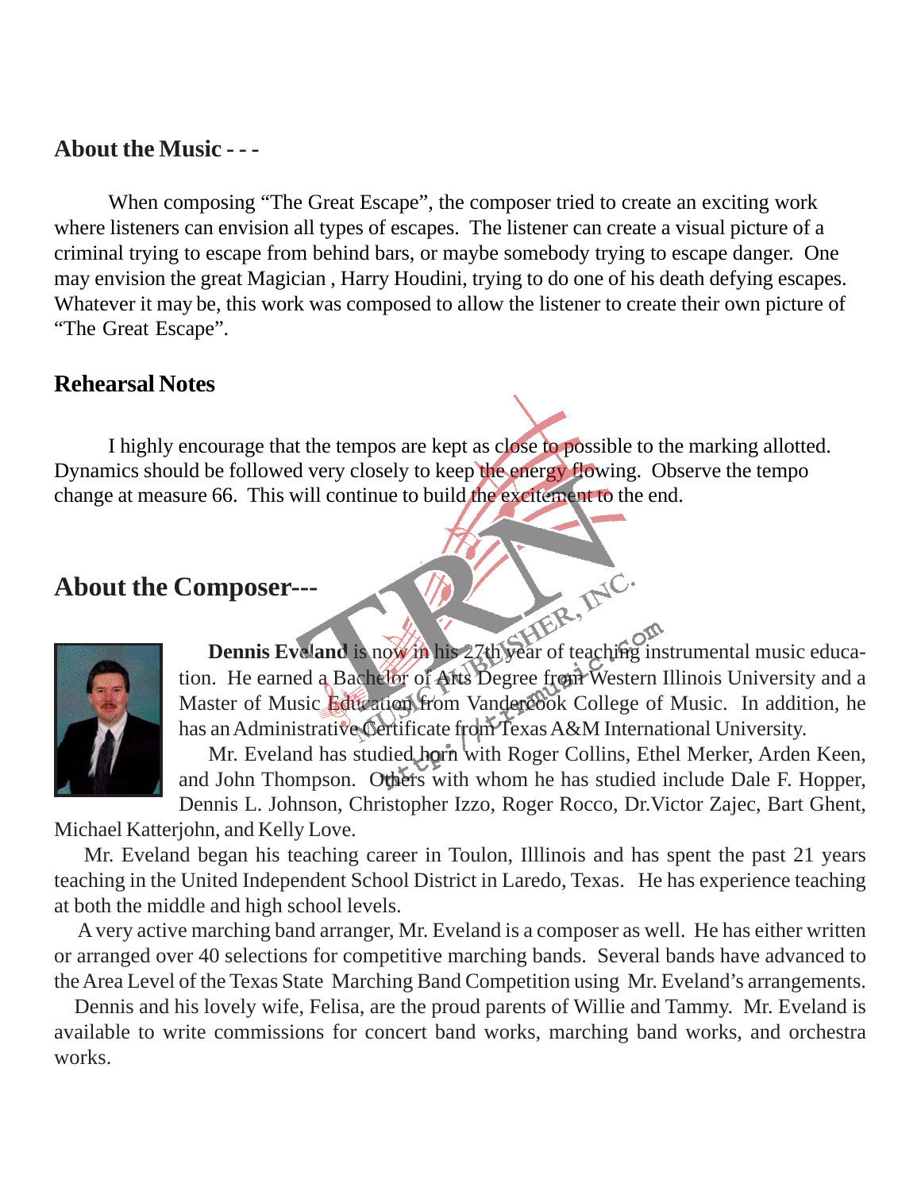## About the Music - - -

When composing "The Great Escape", the composer tried to create an exciting work where listeners can envision all types of escapes. The listener can create a visual picture of a criminal trying to escape from behind bars, or maybe somebody trying to escape danger. One may envision the great Magician , Harry Houdini, trying to do one of his death defying escapes. Whatever it may be, this work was composed to allow the listener to create their own picture of "The Great Escape".

## Rehearsal Notes

I highly encourage that the tempos are kept as close to possible to the marking allotted. Dynamics should be followed very closely to keep the energy flowing. Observe the tempo change at measure 66. This will continue to build the excitement to the end.

## About the Composer---

**Dennis Eveland** is now in his 27th year of teaching instrumental music education. He earned a Bachelor of Arts Degree from Western Illinois University and a Master of Music Education from Vandercook College of Music. In addition, he has an Administrative Certificate from Texas A&M International University.

Mr. Eveland has studied horn with Roger Collins, Ethel Merker, Arden Keen, and John Thompson. Others with whom he has studied include Dale F. Hopper, Dennis L. Johnson, Christopher Izzo, Roger Rocco, Dr.Victor Zajec, Bart Ghent, Michael Katterjohn, and Kelly Love.

Mr. Eveland began his teaching career in Toulon, Illlinois and has spent the past 21 years teaching in the United Independent School District in Laredo, Texas. He has experience teaching at both the middle and high school levels.

A very active marching band arranger, Mr. Eveland is a composer as well. He has either written or arranged over 40 selections for competitive marching bands. Several bands have advanced to the Area Level of the Texas State Marching Band Competition using Mr. Eveland's arrangements.

Dennis and his lovely wife, Felisa, are the proud parents of Willie and Tammy. Mr. Eveland is available to write commissions for concert band works, marching band works, and orchestra works.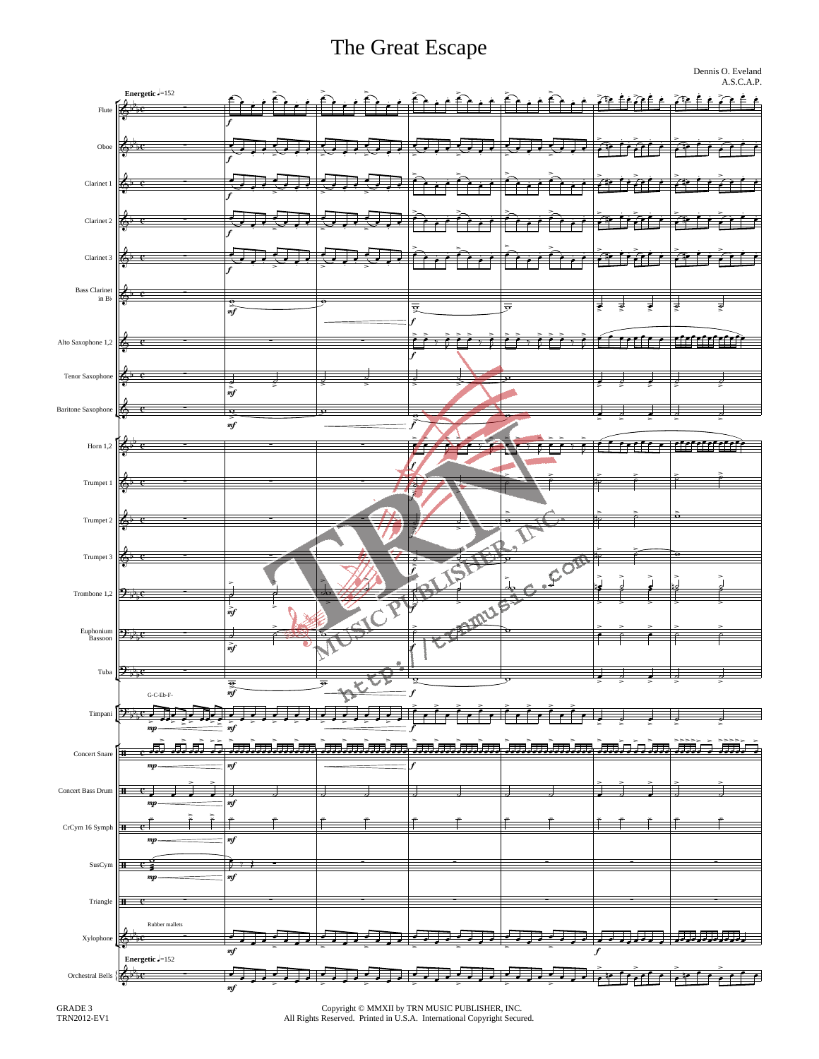# The Great Escape

Dennis O. Eveland
A.S.C.A.P.

GRADE 3
TRN2012-EV1

Copyright © MMXII by TRN MUSIC PUBLISHER, INC.
All Rights Reserved. Printed in U.S.A. International Copyright Secured.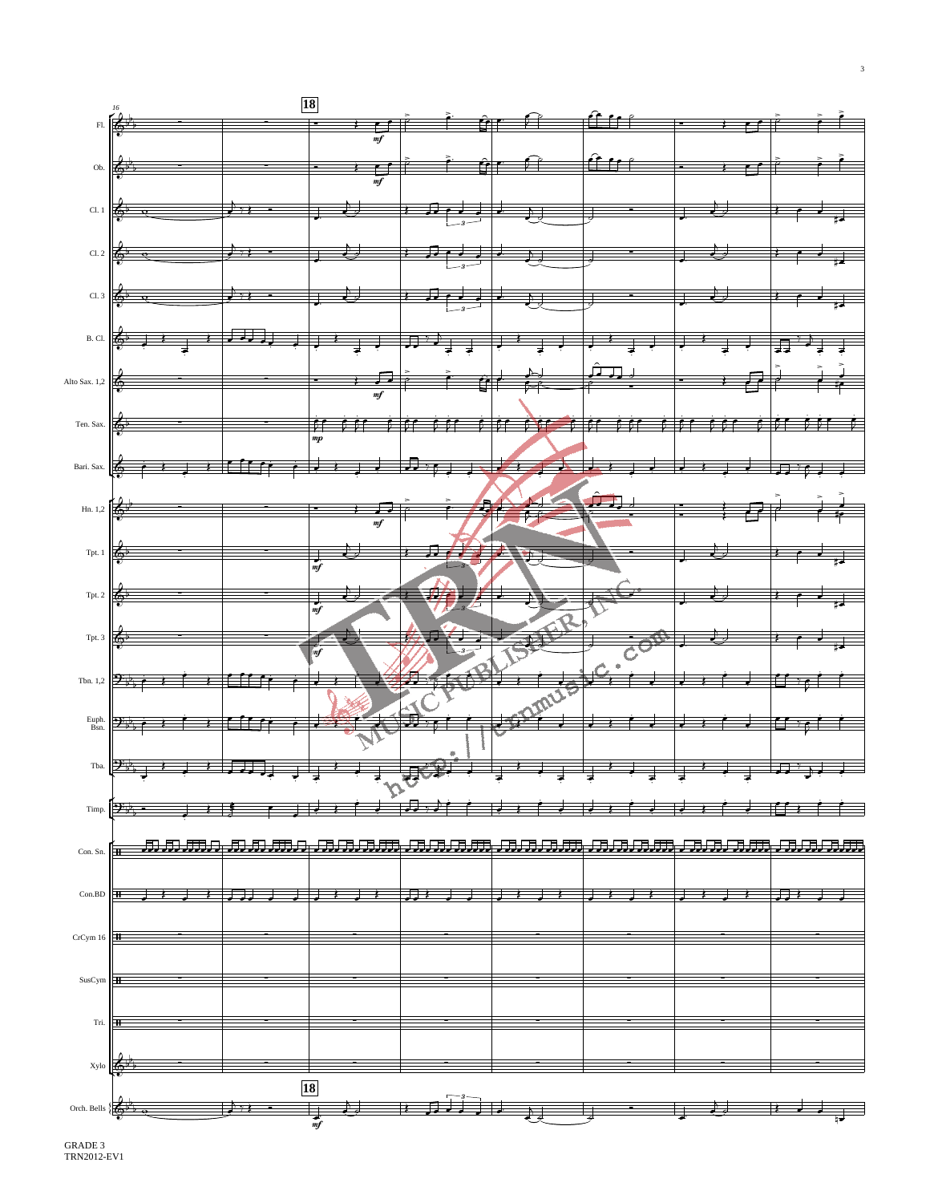GRADE 3
TRN2012-EV1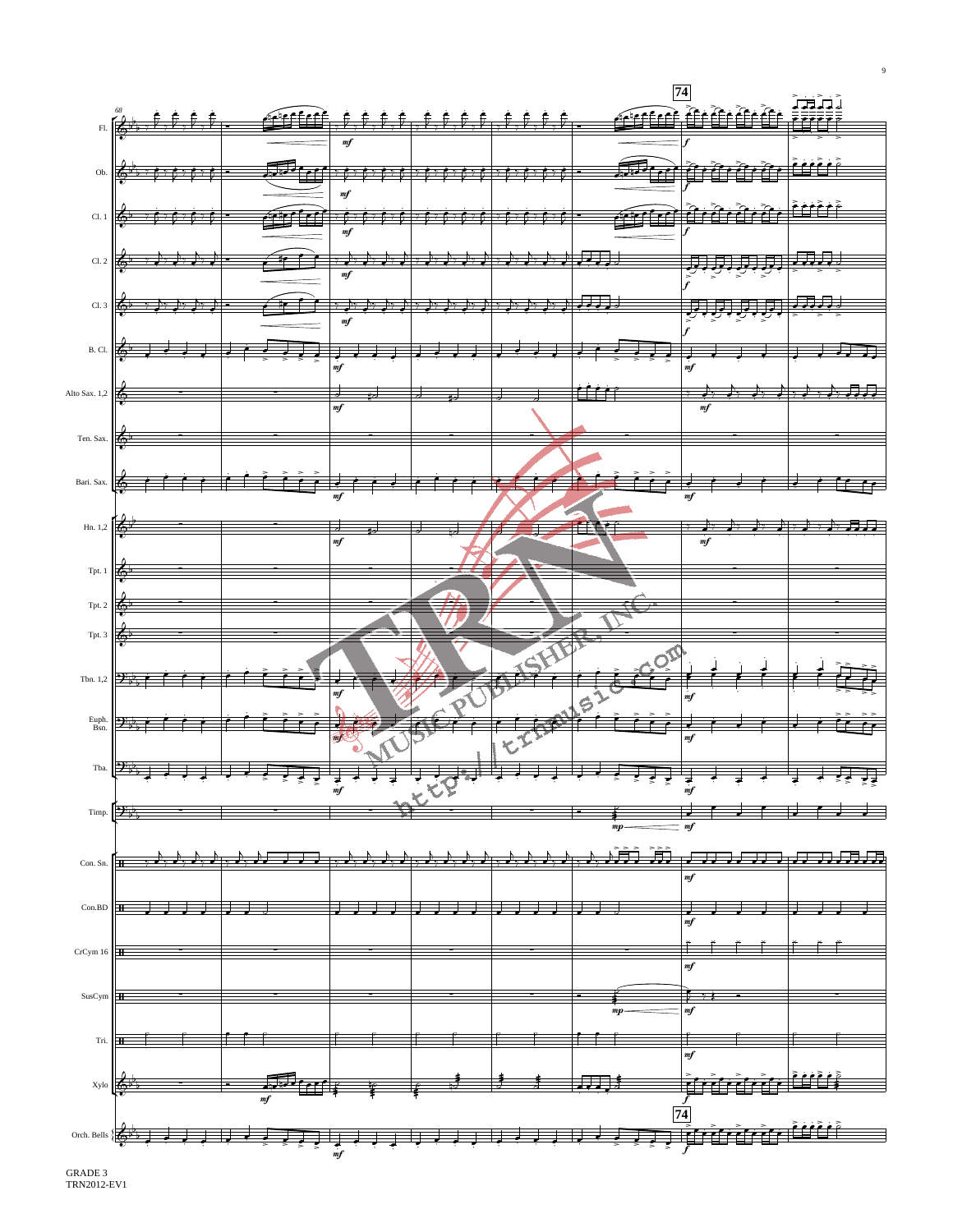GRADE 3
TRN2012-EV1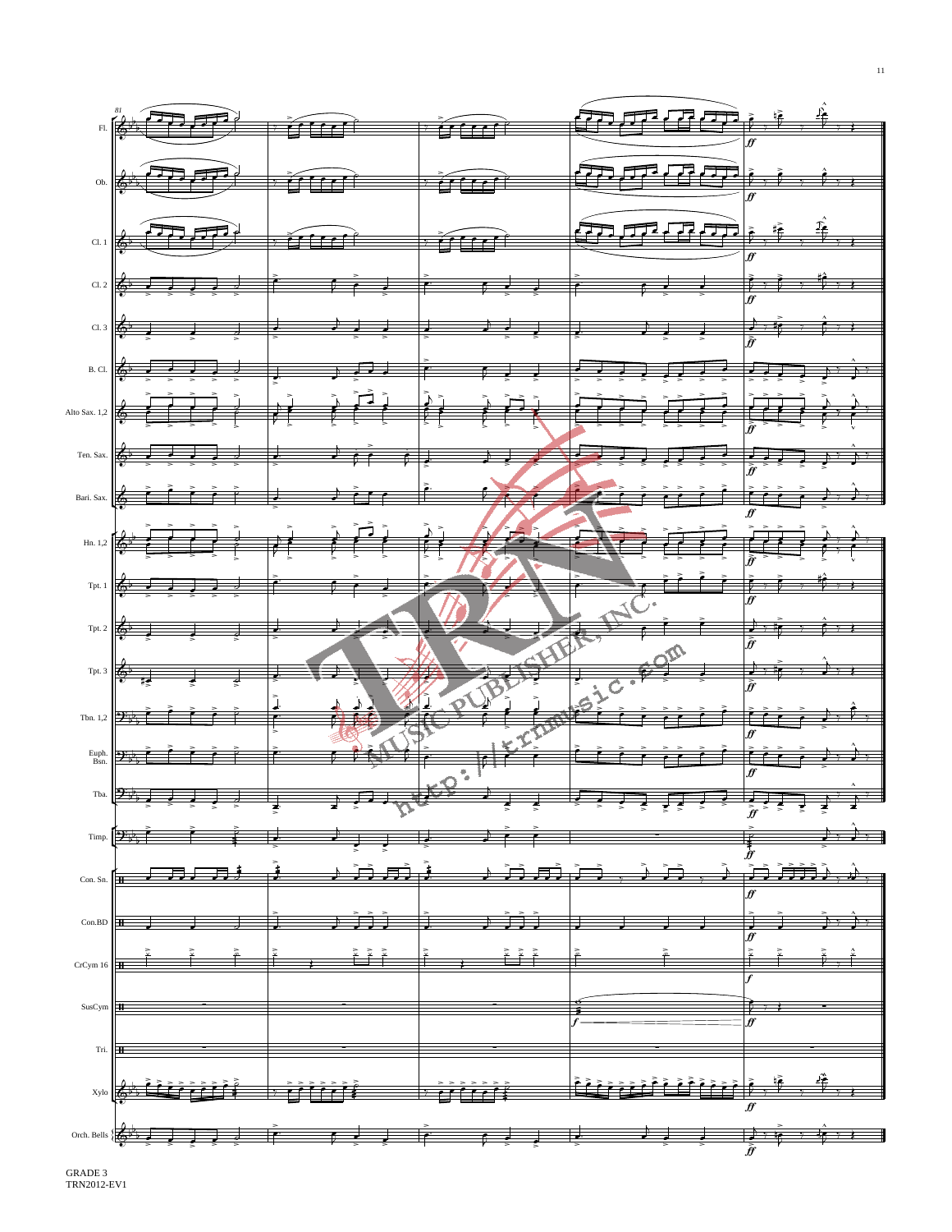GRADE 3
TRN2012-EV1